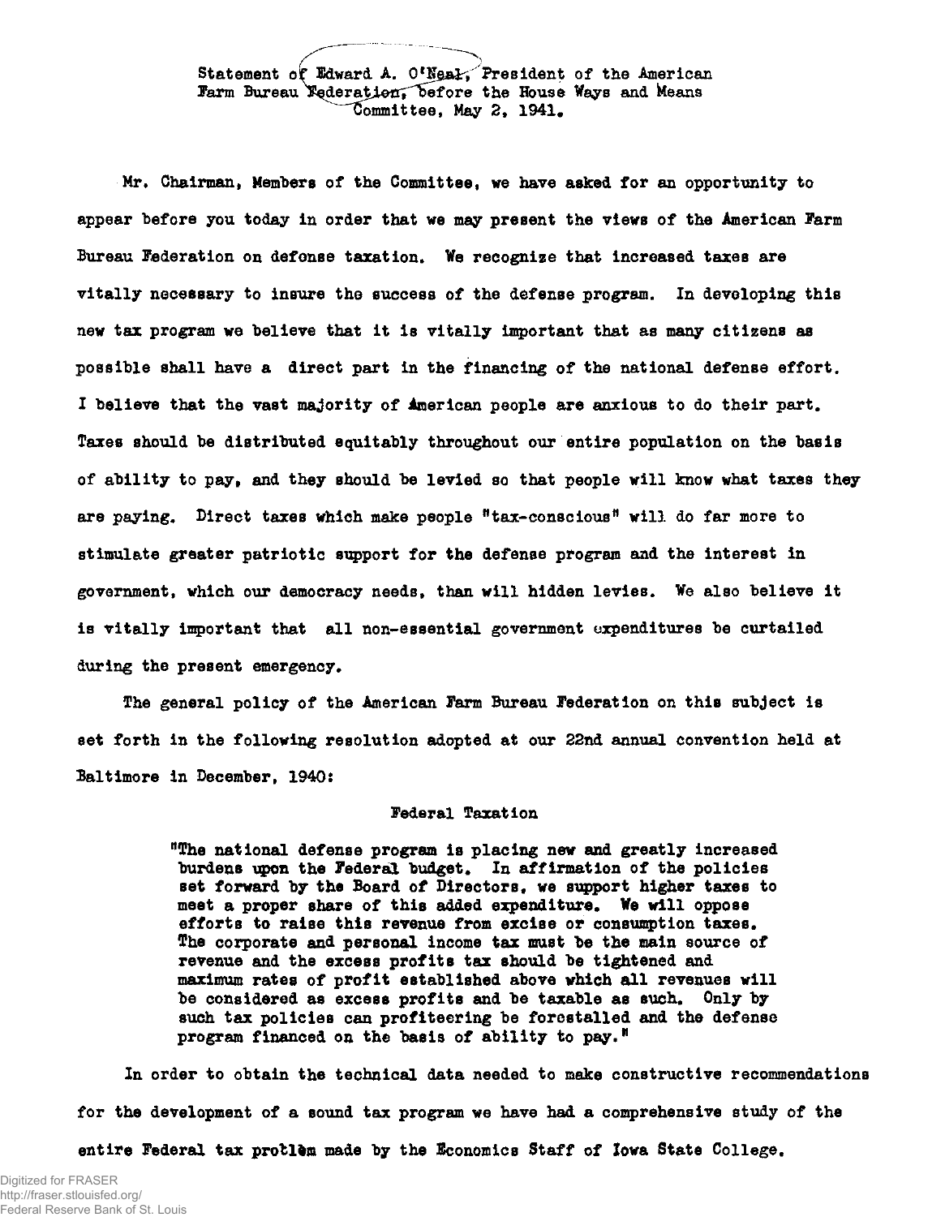Statement of Edward A. O'Neal, President of the American Farm Bureau Federation, before the House Ways and Means Committee, May 2, 1941.

Mr. Chairman, Members of the Committee, we have asked for an opportunity to appear before you today in order that we may present the views of the American Farm Bureau Federation on defense taxation. We recognize that increased taxes are vitally necessary to insure the success of the defense program. In developing this new tax program we believe that it is vitally important that as many citizens as possible shall have a direct part in the financing of the national defense effort. I believe that the vast majority of American people are anxious to do their part. Taxes should be distributed equitably throughout our entire population on the basis of ability to pay, and they should be levied so that people will know what taxes they are paying. Direct taxes which make people "tax-conscious" will do far more to stimulate greater patriotic support for the defense program and the interest in government, which our democracy needs, than will hidden levies. We also believe it is vitally important that all non-essential government expenditures be curtailed during the present emergency.

The general policy of the American Farm Bureau Federation on this subject is set forth in the following resolution adopted at our 22nd annual convention held at Baltimore in December, 1940:

Federal Taxation

> "The national defense program is placing new and greatly increased burdens upon the Federal budget. In affirmation of the policies set forward by the Board of Directors, we support higher taxes to meet a proper share of this added expenditure. We will oppose efforts to raise this revenue from excise or consumption taxes. The corporate and personal income tax must be the main source of revenue and the excess profits tax should be tightened and maximum rates of profit established above which all revenues will be considered as excess profits and be taxable as such. Only by such tax policies can profiteering be forestalled and the defense program financed on the basis of ability to pay."

In order to obtain the technical data needed to make constructive recommendations for the development of a sound tax program we have had a comprehensive study of the entire Federal tax problem made by the Economics Staff of Iowa State College.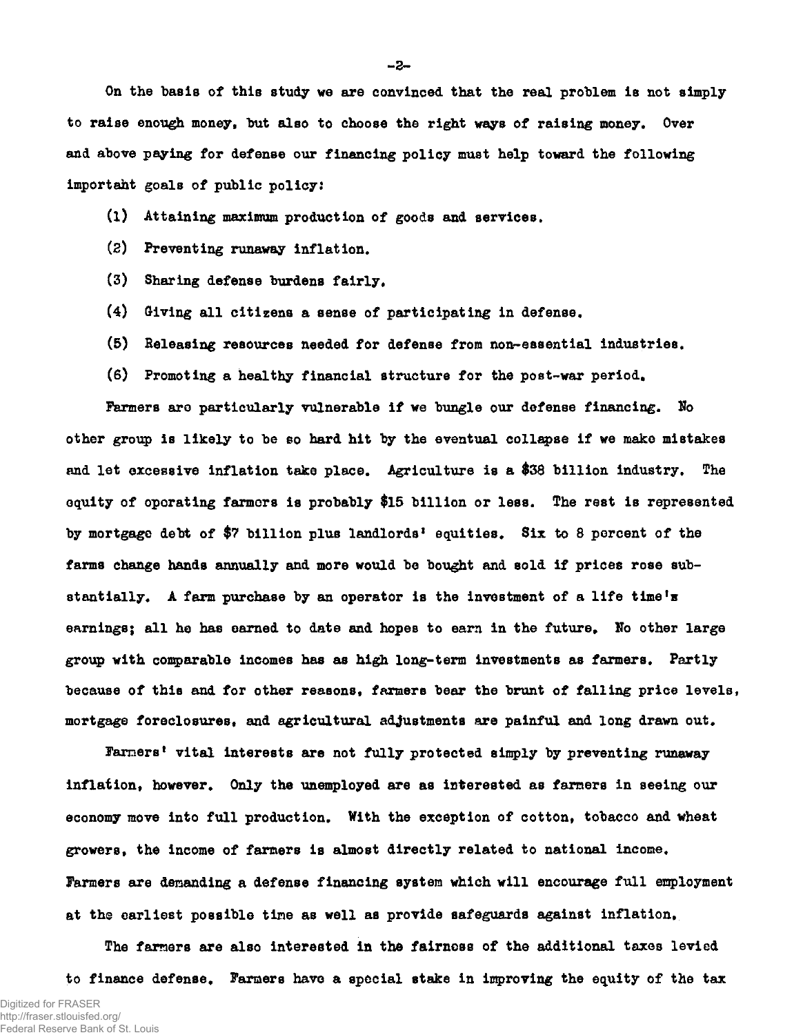On the basis of this study we are convinced that the real problem is not simply to raise enough money, but also to choose the right ways of raising money. Over and above paying for defense our financing policy must help toward the following important goals of public policy:

(1) Attaining maximum production of goods and services.

(2) Preventing runaway inflation.

(3) Sharing defense burdens fairly.

(4) Giving all citizens a sense of participating in defense.

(5) Releasing resources needed for defense from non-essential industries.

(6) Promoting a healthy financial structure for the post-war period.

Farmers are particularly vulnerable if we bungle our defense financing. No other group is likely to be so hard hit by the eventual collapse if we make mistakes and let excessive inflation take place. Agriculture is a $38 billion industry. The equity of operating farmers is probably $15 billion or less. The rest is represented by mortgage debt of $7 billion plus landlords' equities. Six to 8 percent of the farms change hands annually and more would be bought and sold if prices rose substantially. A farm purchase by an operator is the investment of a life time's earnings; all he has earned to date and hopes to earn in the future. No other large group with comparable incomes has as high long-term investments as farmers. Partly because of this and for other reasons, farmers bear the brunt of falling price levels, mortgage foreclosures, and agricultural adjustments are painful and long drawn out.

Farmers' vital interests are not fully protected simply by preventing runaway inflation, however. Only the unemployed are as interested as farmers in seeing our economy move into full production. With the exception of cotton, tobacco and wheat growers, the income of farmers is almost directly related to national income. Farmers are demanding a defense financing system which will encourage full employment at the earliest possible time as well as provide safeguards against inflation.

The farmers are also interested in the fairness of the additional taxes levied to finance defense. Farmers have a special stake in improving the equity of the tax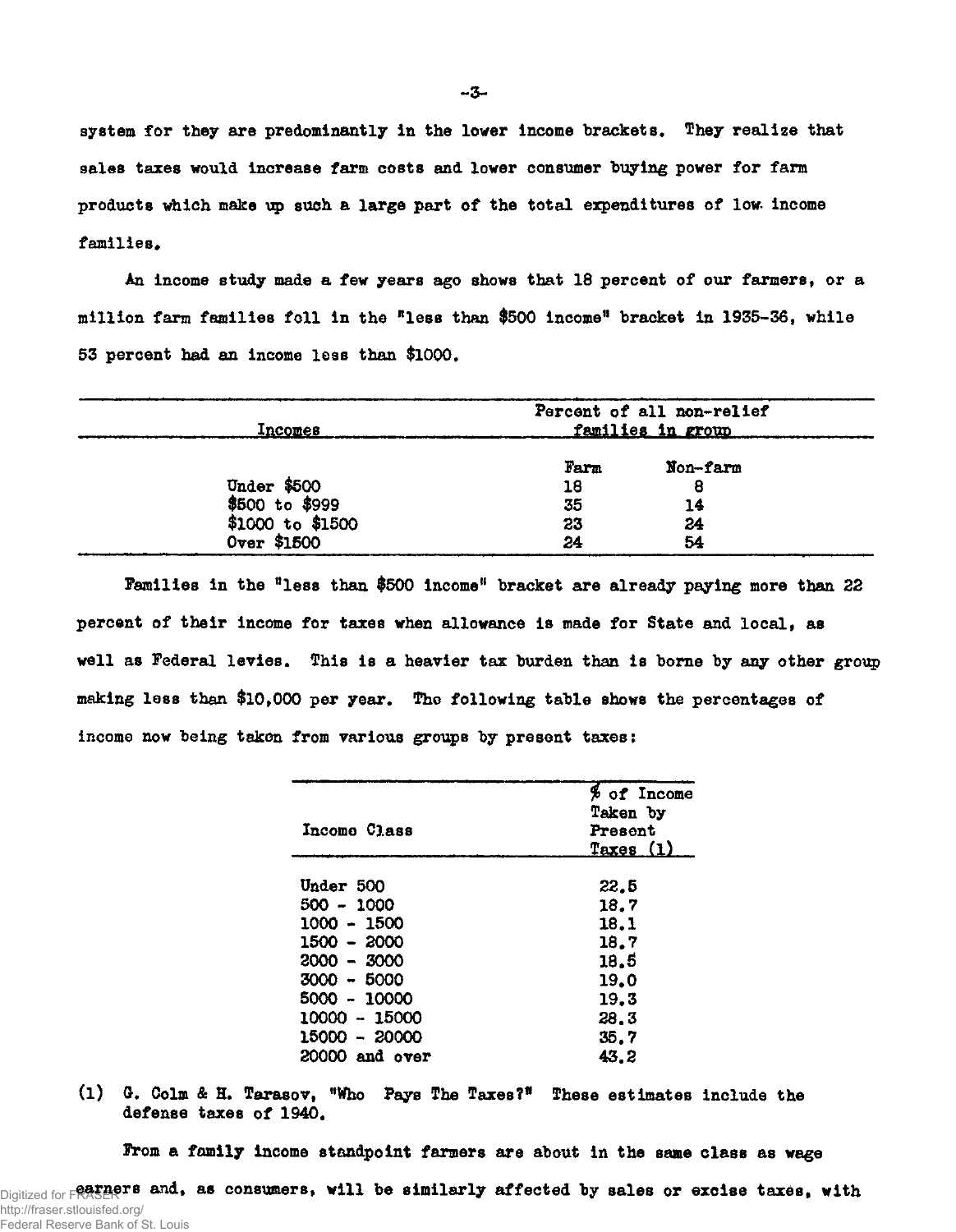system for they are predominantly in the lower income brackets. They realize that sales taxes would increase farm costs and lower consumer buying power for farm products which make up such a large part of the total expenditures of low income families.

An income study made a few years ago shows that 18 percent of our farmers, or a million farm families fell in the "less than $500 income" bracket in 1935-36, while 53 percent had an income less than $1000.

| Incomes | Percent of all non-relief families in group | |
|---|---|---|
| | Farm | Non-farm |
| Under $500 | 18 | 8 |
| $500 to $999 | 35 | 14 |
| $1000 to $1500 | 23 | 24 |
| Over $1500 | 24 | 54 |

Families in the "less than $500 income" bracket are already paying more than 22 percent of their income for taxes when allowance is made for State and local, as well as Federal levies. This is a heavier tax burden than is borne by any other group making less than $10,000 per year. The following table shows the percentages of income now being taken from various groups by present taxes:

| Income Class | % of Income Taken by Present Taxes (1) |
|---|---|
| Under 500 | 22.5 |
| 500 - 1000 | 18.7 |
| 1000 - 1500 | 18.1 |
| 1500 - 2000 | 18.7 |
| 2000 - 3000 | 18.5 |
| 3000 - 5000 | 19.0 |
| 5000 - 10000 | 19.3 |
| 10000 - 15000 | 28.3 |
| 15000 - 20000 | 35.7 |
| 20000 and over | 43.2 |

(1) G. Colm & H. Tarasov, "Who Pays The Taxes?" These estimates include the defense taxes of 1940.

From a family income standpoint farmers are about in the same class as wage earners and, as consumers, will be similarly affected by sales or excise taxes, with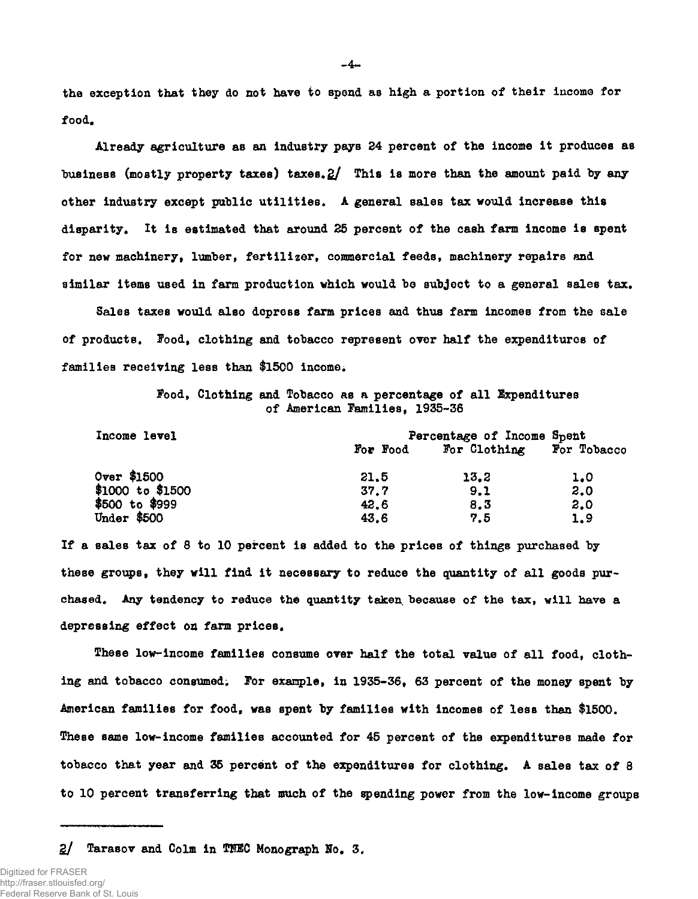the exception that they do not have to spend as high a portion of their income for food.

Already agriculture as an industry pays 24 percent of the income it produces as business (mostly property taxes) taxes.[2] This is more than the amount paid by any other industry except public utilities. A general sales tax would increase this disparity. It is estimated that around 25 percent of the cash farm income is spent for new machinery, lumber, fertilizer, commercial feeds, machinery repairs and similar items used in farm production which would be subject to a general sales tax.

Sales taxes would also depress farm prices and thus farm incomes from the sale of products. Food, clothing and tobacco represent over half the expenditures of families receiving less than $1500 income.

Food, Clothing and Tobacco as a percentage of all Expenditures of American Families, 1935-36

| Income level | Percentage of Income Spent | | |
|---|---|---|---|
| | For Food | For Clothing | For Tobacco |
| Over $1500 | 21.5 | 13.2 | 1.0 |
| $1000 to $1500 | 37.7 | 9.1 | 2.0 |
| $500 to $999 | 42.6 | 8.3 | 2.0 |
| Under $500 | 43.6 | 7.5 | 1.9 |

If a sales tax of 8 to 10 percent is added to the prices of things purchased by these groups, they will find it necessary to reduce the quantity of all goods purchased. Any tendency to reduce the quantity taken because of the tax, will have a depressing effect on farm prices.

These low-income families consume over half the total value of all food, clothing and tobacco consumed. For example, in 1935-36, 63 percent of the money spent by American families for food, was spent by families with incomes of less than $1500. These same low-income families accounted for 45 percent of the expenditures made for tobacco that year and 35 percent of the expenditures for clothing. A sales tax of 8 to 10 percent transferring that much of the spending power from the low-income groups

---

[2] Tarasov and Colm in TNEC Monograph No. 3.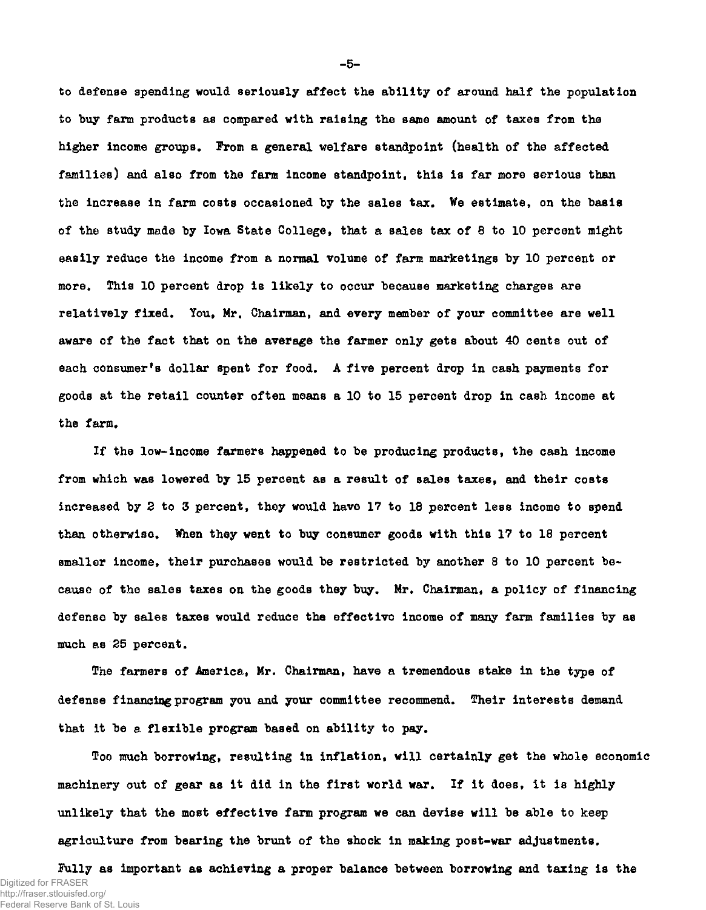to defense spending would seriously affect the ability of around half the population to buy farm products as compared with raising the same amount of taxes from the higher income groups. From a general welfare standpoint (health of the affected families) and also from the farm income standpoint, this is far more serious than the increase in farm costs occasioned by the sales tax. We estimate, on the basis of the study made by Iowa State College, that a sales tax of 8 to 10 percent might easily reduce the income from a normal volume of farm marketings by 10 percent or more. This 10 percent drop is likely to occur because marketing charges are relatively fixed. You, Mr. Chairman, and every member of your committee are well aware of the fact that on the average the farmer only gets about 40 cents out of each consumer's dollar spent for food. A five percent drop in cash payments for goods at the retail counter often means a 10 to 15 percent drop in cash income at the farm.

If the low-income farmers happened to be producing products, the cash income from which was lowered by 15 percent as a result of sales taxes, and their costs increased by 2 to 3 percent, they would have 17 to 18 percent less income to spend than otherwise. When they went to buy consumer goods with this 17 to 18 percent smaller income, their purchases would be restricted by another 8 to 10 percent because of the sales taxes on the goods they buy. Mr. Chairman, a policy of financing defense by sales taxes would reduce the effective income of many farm families by as much as 25 percent.

The farmers of America, Mr. Chairman, have a tremendous stake in the type of defense financing program you and your committee recommend. Their interests demand that it be a flexible program based on ability to pay.

Too much borrowing, resulting in inflation, will certainly get the whole economic machinery out of gear as it did in the first world war. If it does, it is highly unlikely that the most effective farm program we can devise will be able to keep agriculture from bearing the brunt of the shock in making post-war adjustments.

Fully as important as achieving a proper balance between borrowing and taxing is the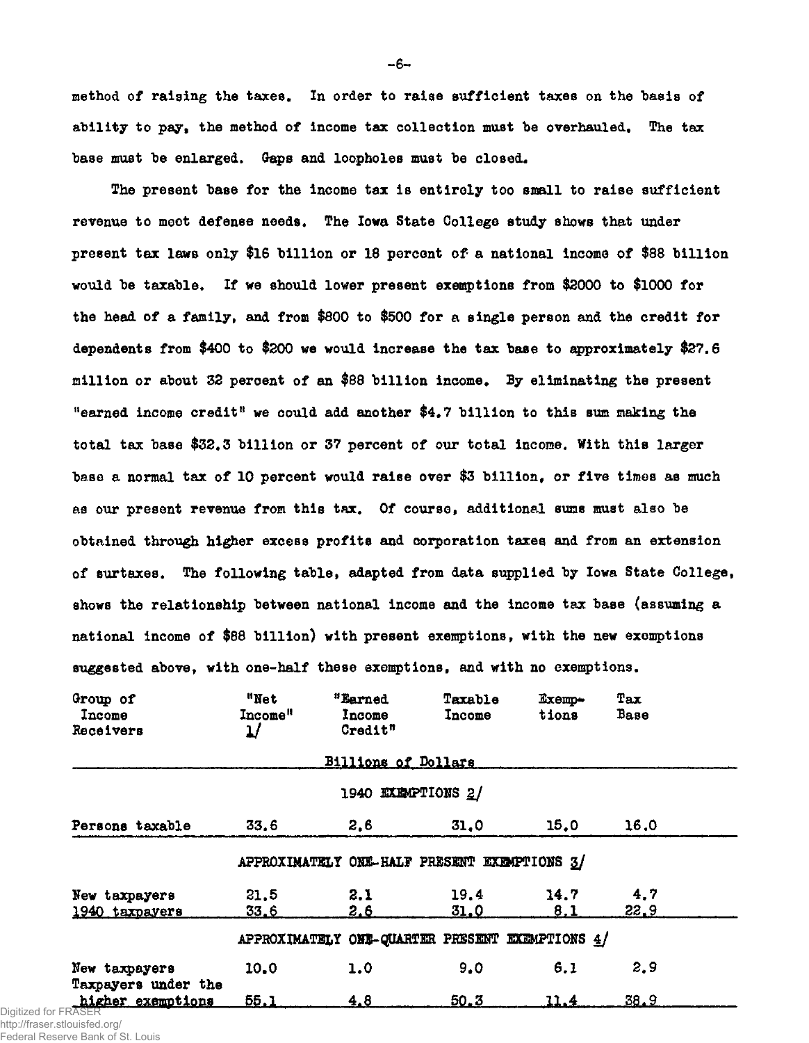method of raising the taxes. In order to raise sufficient taxes on the basis of ability to pay, the method of income tax collection must be overhauled. The tax base must be enlarged. Gaps and loopholes must be closed.

The present base for the income tax is entirely too small to raise sufficient revenue to meet defense needs. The Iowa State College study shows that under present tax laws only $16 billion or 18 percent of a national income of $88 billion would be taxable. If we should lower present exemptions from $2000 to $1000 for the head of a family, and from $800 to $500 for a single person and the credit for dependents from $400 to $200 we would increase the tax base to approximately $27.6 million or about 32 percent of an $88 billion income. By eliminating the present "earned income credit" we could add another $4.7 billion to this sum making the total tax base $32.3 billion or 37 percent of our total income. With this larger base a normal tax of 10 percent would raise over $3 billion, or five times as much as our present revenue from this tax. Of course, additional sums must also be obtained through higher excess profits and corporation taxes and from an extension of surtaxes. The following table, adapted from data supplied by Iowa State College, shows the relationship between national income and the income tax base (assuming a national income of $88 billion) with present exemptions, with the new exemptions suggested above, with one-half these exemptions, and with no exemptions.

| Group of Income Receivers | "Net Income" 1/ | "Earned Income Credit" | Taxable Income | Exemptions | Tax Base |
|---|---|---|---|---|---|
| | Billions of Dollars | | | | |
| | 1940 EXEMPTIONS 2/ | | | | |
| Persons taxable | 33.6 | 2.6 | 31.0 | 15.0 | 16.0 |
| | APPROXIMATELY ONE-HALF PRESENT EXEMPTIONS 3/ | | | | |
| New taxpayers | 21.5 | 2.1 | 19.4 | 14.7 | 4.7 |
| 1940 taxpayers | 33.6 | 2.6 | 31.0 | 8.1 | 22.9 |
| | APPROXIMATELY ONE-QUARTER PRESENT EXEMPTIONS 4/ | | | | |
| New taxpayers | 10.0 | 1.0 | 9.0 | 6.1 | 2.9 |
| Taxpayers under the higher exemptions | 55.1 | 4.8 | 50.3 | 11.4 | 38.9 |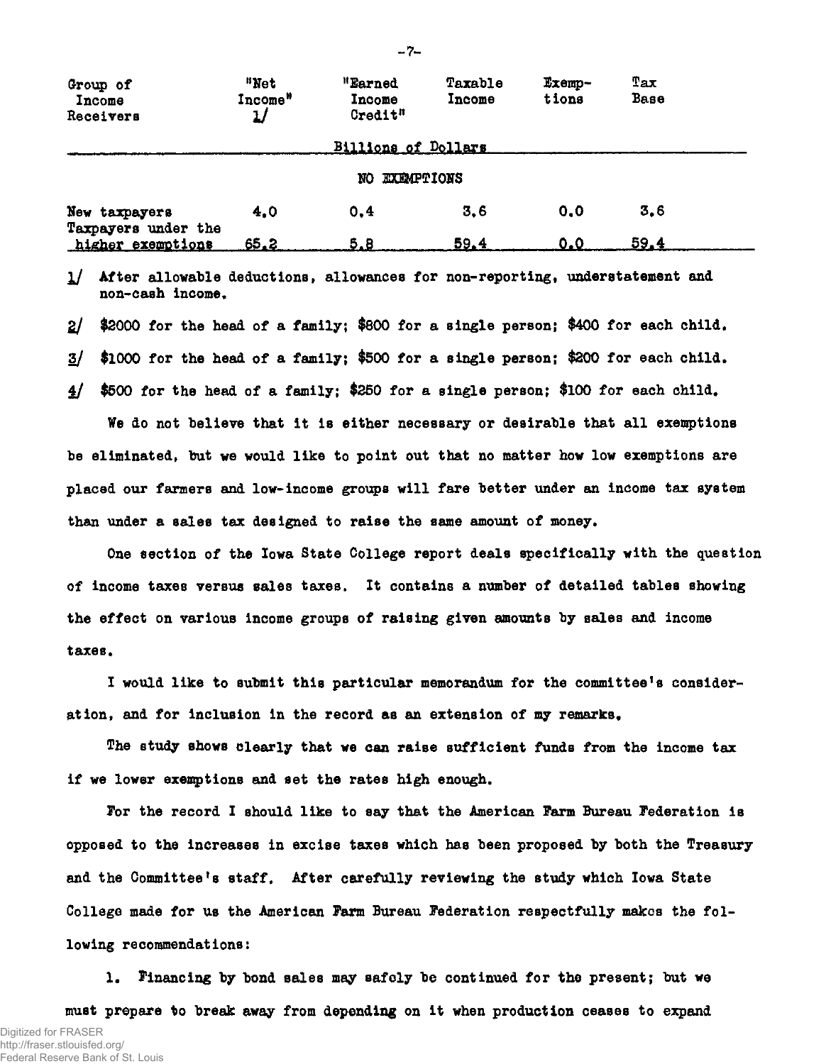| Group of Income Receivers | "Net Income" 1/ | "Earned Income Credit" | Taxable Income | Exemp-tions | Tax Base |
|---|---|---|---|---|---|
| | Billions of Dollars | | | | |
| | NO EXEMPTIONS | | | | |
| New taxpayers | 4.0 | 0.4 | 3.6 | 0.0 | 3.6 |
| Taxpayers under the higher exemptions | 65.2 | 5.8 | 59.4 | 0.0 | 59.4 |

1/ After allowable deductions, allowances for non-reporting, understatement and non-cash income.

2/ $2000 for the head of a family; $800 for a single person; $400 for each child.

3/ $1000 for the head of a family; $500 for a single person; $200 for each child.

4/ $500 for the head of a family; $250 for a single person; $100 for each child.

We do not believe that it is either necessary or desirable that all exemptions be eliminated, but we would like to point out that no matter how low exemptions are placed our farmers and low-income groups will fare better under an income tax system than under a sales tax designed to raise the same amount of money.

One section of the Iowa State College report deals specifically with the question of income taxes versus sales taxes. It contains a number of detailed tables showing the effect on various income groups of raising given amounts by sales and income taxes.

I would like to submit this particular memorandum for the committee's consideration, and for inclusion in the record as an extension of my remarks.

The study shows clearly that we can raise sufficient funds from the income tax if we lower exemptions and set the rates high enough.

For the record I should like to say that the American Farm Bureau Federation is opposed to the increases in excise taxes which has been proposed by both the Treasury and the Committee's staff. After carefully reviewing the study which Iowa State College made for us the American Farm Bureau Federation respectfully makes the following recommendations:

1. Financing by bond sales may safely be continued for the present; but we must prepare to break away from depending on it when production ceases to expand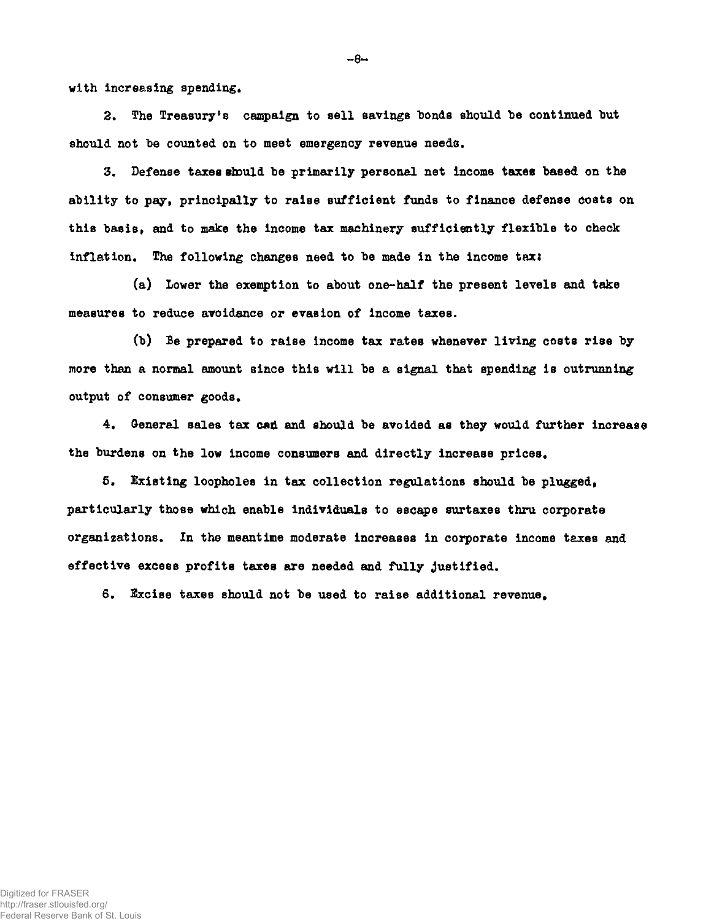with increasing spending.

2. The Treasury's campaign to sell savings bonds should be continued but should not be counted on to meet emergency revenue needs.

3. Defense taxes should be primarily personal net income taxes based on the ability to pay, principally to raise sufficient funds to finance defense costs on this basis, and to make the income tax machinery sufficiently flexible to check inflation. The following changes need to be made in the income tax:

(a) Lower the exemption to about one-half the present levels and take measures to reduce avoidance or evasion of income taxes.

(b) Be prepared to raise income tax rates whenever living costs rise by more than a normal amount since this will be a signal that spending is outrunning output of consumer goods.

4. General sales tax can and should be avoided as they would further increase the burdens on the low income consumers and directly increase prices.

5. Existing loopholes in tax collection regulations should be plugged, particularly those which enable individuals to escape surtaxes thru corporate organizations. In the meantime moderate increases in corporate income taxes and effective excess profits taxes are needed and fully justified.

6. Excise taxes should not be used to raise additional revenue.